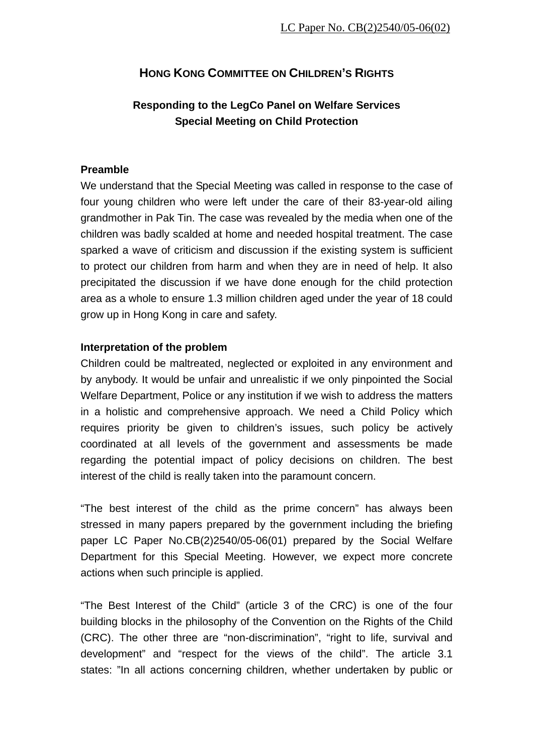LC Paper No. CB(2)2540/05-06(02)

# HONG KONG COMMITTEE ON CHILDREN'S RIGHTS

## Responding to the LegCo Panel on Welfare Services Special Meeting on Child Protection

**Preamble**

We understand that the Special Meeting was called in response to the case of four young children who were left under the care of their 83-year-old ailing grandmother in Pak Tin. The case was revealed by the media when one of the children was badly scalded at home and needed hospital treatment. The case sparked a wave of criticism and discussion if the existing system is sufficient to protect our children from harm and when they are in need of help. It also precipitated the discussion if we have done enough for the child protection area as a whole to ensure 1.3 million children aged under the year of 18 could grow up in Hong Kong in care and safety.

**Interpretation of the problem**

Children could be maltreated, neglected or exploited in any environment and by anybody. It would be unfair and unrealistic if we only pinpointed the Social Welfare Department, Police or any institution if we wish to address the matters in a holistic and comprehensive approach. We need a Child Policy which requires priority be given to children's issues, such policy be actively coordinated at all levels of the government and assessments be made regarding the potential impact of policy decisions on children. The best interest of the child is really taken into the paramount concern.

"The best interest of the child as the prime concern" has always been stressed in many papers prepared by the government including the briefing paper LC Paper No.CB(2)2540/05-06(01) prepared by the Social Welfare Department for this Special Meeting. However, we expect more concrete actions when such principle is applied.

"The Best Interest of the Child" (article 3 of the CRC) is one of the four building blocks in the philosophy of the Convention on the Rights of the Child (CRC). The other three are "non-discrimination", "right to life, survival and development" and "respect for the views of the child". The article 3.1 states: "In all actions concerning children, whether undertaken by public or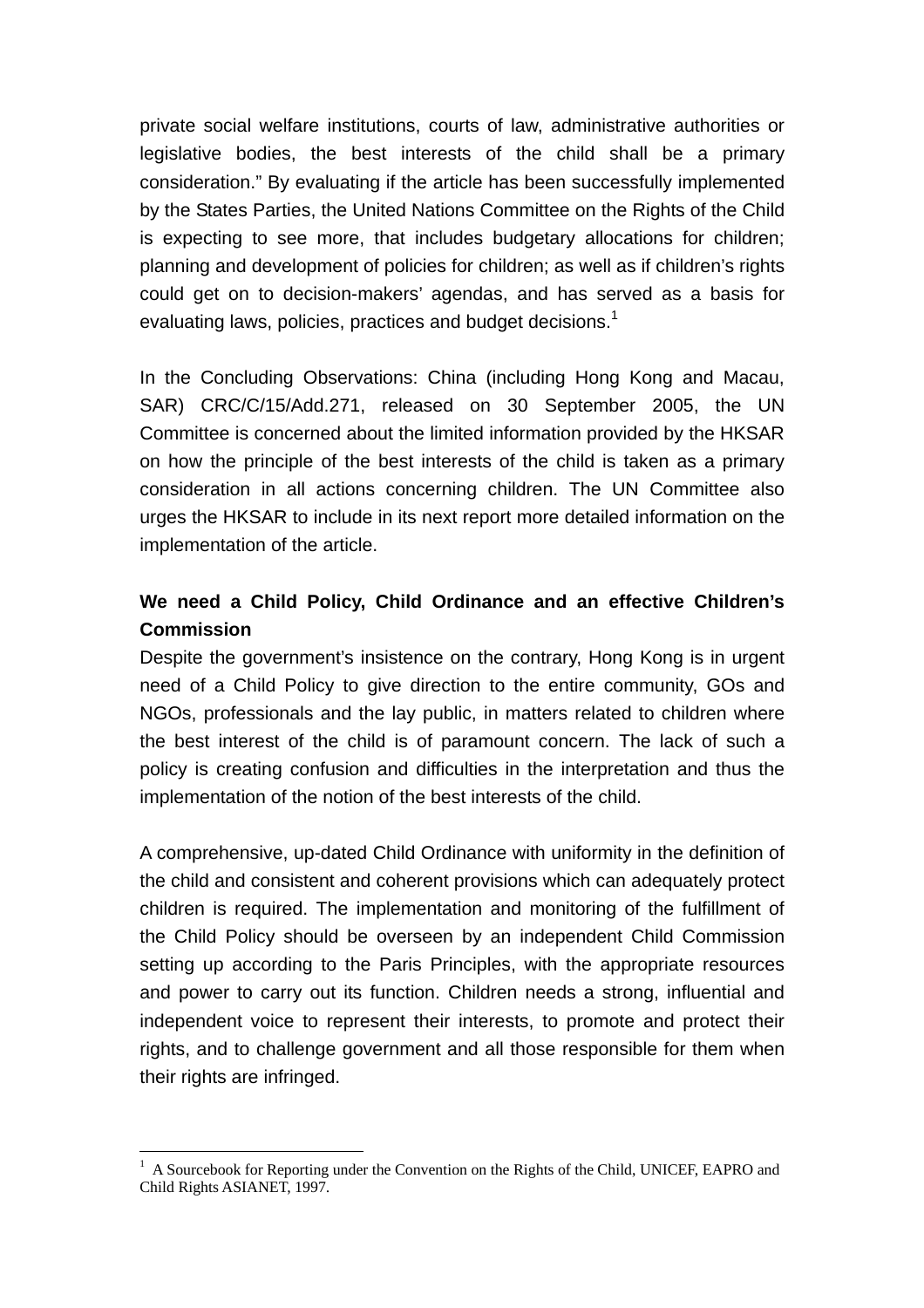private social welfare institutions, courts of law, administrative authorities or legislative bodies, the best interests of the child shall be a primary consideration." By evaluating if the article has been successfully implemented by the States Parties, the United Nations Committee on the Rights of the Child is expecting to see more, that includes budgetary allocations for children; planning and development of policies for children; as well as if children's rights could get on to decision-makers' agendas, and has served as a basis for evaluating laws, policies, practices and budget decisions.[1]

In the Concluding Observations: China (including Hong Kong and Macau, SAR) CRC/C/15/Add.271, released on 30 September 2005, the UN Committee is concerned about the limited information provided by the HKSAR on how the principle of the best interests of the child is taken as a primary consideration in all actions concerning children. The UN Committee also urges the HKSAR to include in its next report more detailed information on the implementation of the article.

**We need a Child Policy, Child Ordinance and an effective Children's Commission**

Despite the government's insistence on the contrary, Hong Kong is in urgent need of a Child Policy to give direction to the entire community, GOs and NGOs, professionals and the lay public, in matters related to children where the best interest of the child is of paramount concern. The lack of such a policy is creating confusion and difficulties in the interpretation and thus the implementation of the notion of the best interests of the child.

A comprehensive, up-dated Child Ordinance with uniformity in the definition of the child and consistent and coherent provisions which can adequately protect children is required. The implementation and monitoring of the fulfillment of the Child Policy should be overseen by an independent Child Commission setting up according to the Paris Principles, with the appropriate resources and power to carry out its function. Children needs a strong, influential and independent voice to represent their interests, to promote and protect their rights, and to challenge government and all those responsible for them when their rights are infringed.

---

[1] A Sourcebook for Reporting under the Convention on the Rights of the Child, UNICEF, EAPRO and Child Rights ASIANET, 1997.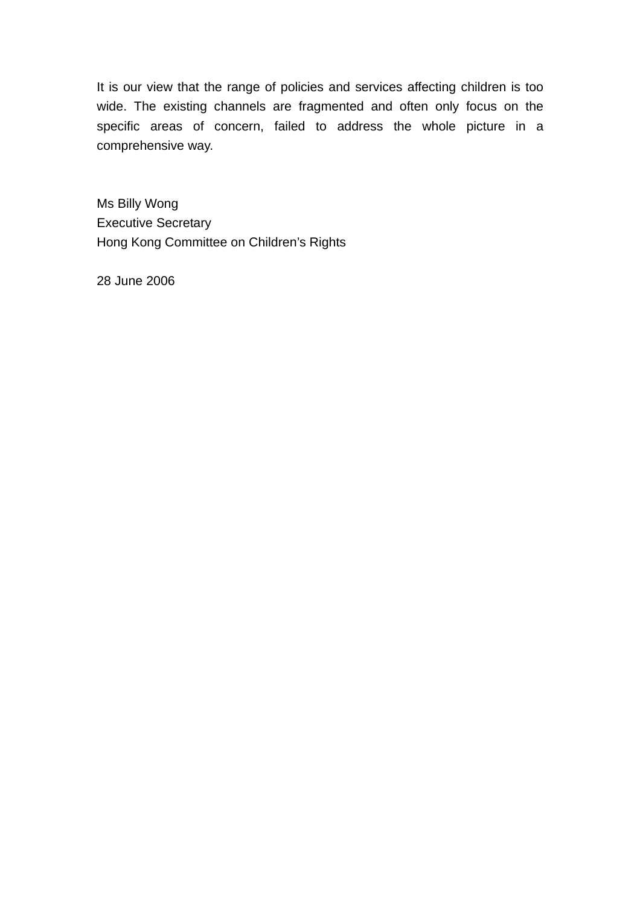It is our view that the range of policies and services affecting children is too wide. The existing channels are fragmented and often only focus on the specific areas of concern, failed to address the whole picture in a comprehensive way.

Ms Billy Wong
Executive Secretary
Hong Kong Committee on Children's Rights

28 June 2006